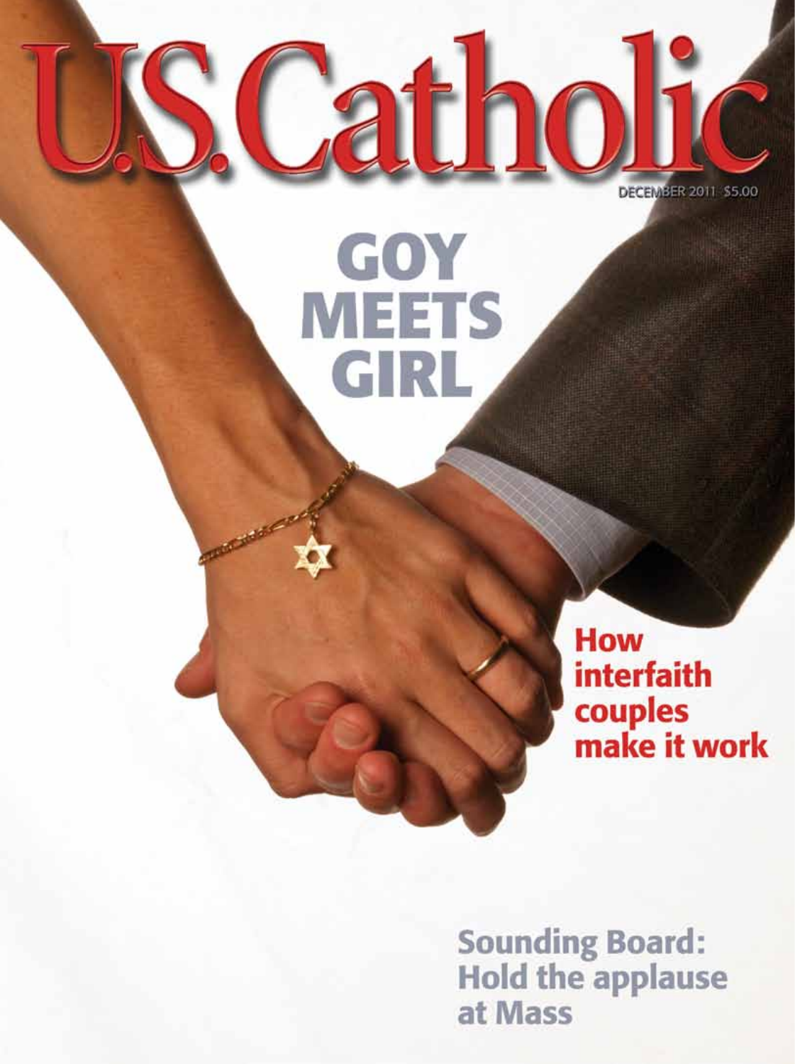# U.S. Catholic

DECEMBER 2011 $5.00

## GOY MEETS GIRL

**How interfaith couples make it work**

**Sounding Board: Hold the applause at Mass**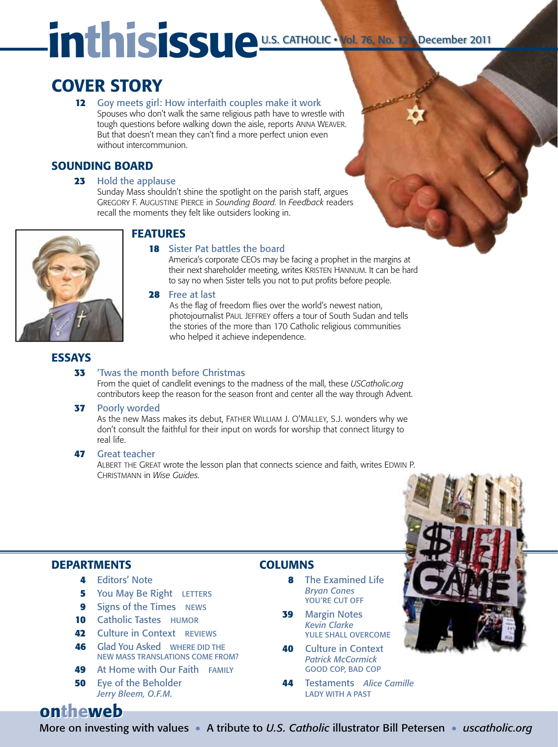# inthisissue

U.S. CATHOLIC • Vol. 76, No. 12 • December 2011

## COVER STORY

**12** Goy meets girl: How interfaith couples make it work
Spouses who don't walk the same religious path have to wrestle with tough questions before walking down the aisle, reports ANNA WEAVER. But that doesn't mean they can't find a more perfect union even without intercommunion.

## SOUNDING BOARD

**23** Hold the applause
Sunday Mass shouldn't shine the spotlight on the parish staff, argues GREGORY F. AUGUSTINE PIERCE in *Sounding Board.* In *Feedback* readers recall the moments they felt like outsiders looking in.

## FEATURES

**18** Sister Pat battles the board
America's corporate CEOs may be facing a prophet in the margins at their next shareholder meeting, writes KRISTEN HANNUM. It can be hard to say no when Sister tells you not to put profits before people.

**28** Free at last
As the flag of freedom flies over the world's newest nation, photojournalist PAUL JEFFREY offers a tour of South Sudan and tells the stories of the more than 170 Catholic religious communities who helped it achieve independence.

## ESSAYS

**33** 'Twas the month before Christmas
From the quiet of candlelit evenings to the madness of the mall, these *USCatholic.org* contributors keep the reason for the season front and center all the way through Advent.

**37** Poorly worded
As the new Mass makes its debut, FATHER WILLIAM J. O'MALLEY, S.J. wonders why we don't consult the faithful for their input on words for worship that connect liturgy to real life.

**47** Great teacher
ALBERT THE GREAT wrote the lesson plan that connects science and faith, writes EDWIN P. CHRISTMANN in *Wise Guides.*

## DEPARTMENTS

- **4** Editors' Note
- **5** You May Be Right LETTERS
- **9** Signs of the Times NEWS
- **10** Catholic Tastes HUMOR
- **42** Culture in Context REVIEWS
- **46** Glad You Asked WHERE DID THE NEW MASS TRANSLATIONS COME FROM?
- **49** At Home with Our Faith FAMILY
- **50** Eye of the Beholder *Jerry Bleem, O.F.M.*

## COLUMNS

- **8** The Examined Life *Bryan Cones* YOU'RE CUT OFF
- **39** Margin Notes *Kevin Clarke* YULE SHALL OVERCOME
- **40** Culture in Context *Patrick McCormick* GOOD COP, BAD COP
- **44** Testaments *Alice Camille* LADY WITH A PAST

## ontheweb

More on investing with values • A tribute to *U.S. Catholic* illustrator Bill Petersen • *uscatholic.org*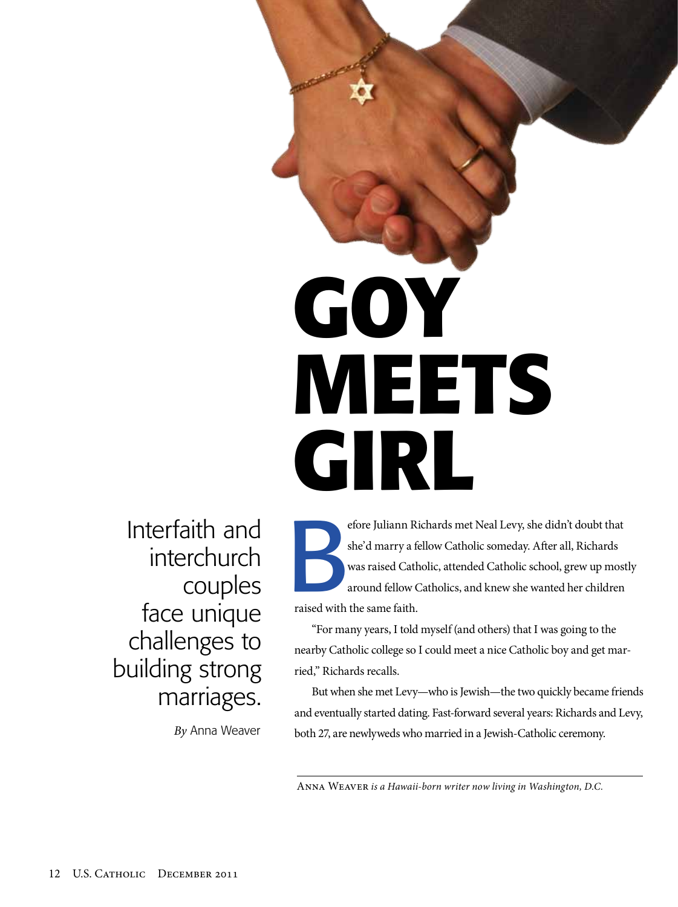# GOY MEETS GIRL

Interfaith and interchurch couples face unique challenges to building strong marriages.

*By* Anna Weaver

Before Juliann Richards met Neal Levy, she didn't doubt that she'd marry a fellow Catholic someday. After all, Richards was raised Catholic, attended Catholic school, grew up mostly around fellow Catholics, and knew she wanted her children raised with the same faith.

"For many years, I told myself (and others) that I was going to the nearby Catholic college so I could meet a nice Catholic boy and get married," Richards recalls.

But when she met Levy—who is Jewish—the two quickly became friends and eventually started dating. Fast-forward several years: Richards and Levy, both 27, are newlyweds who married in a Jewish-Catholic ceremony.

---

Anna Weaver *is a Hawaii-born writer now living in Washington, D.C.*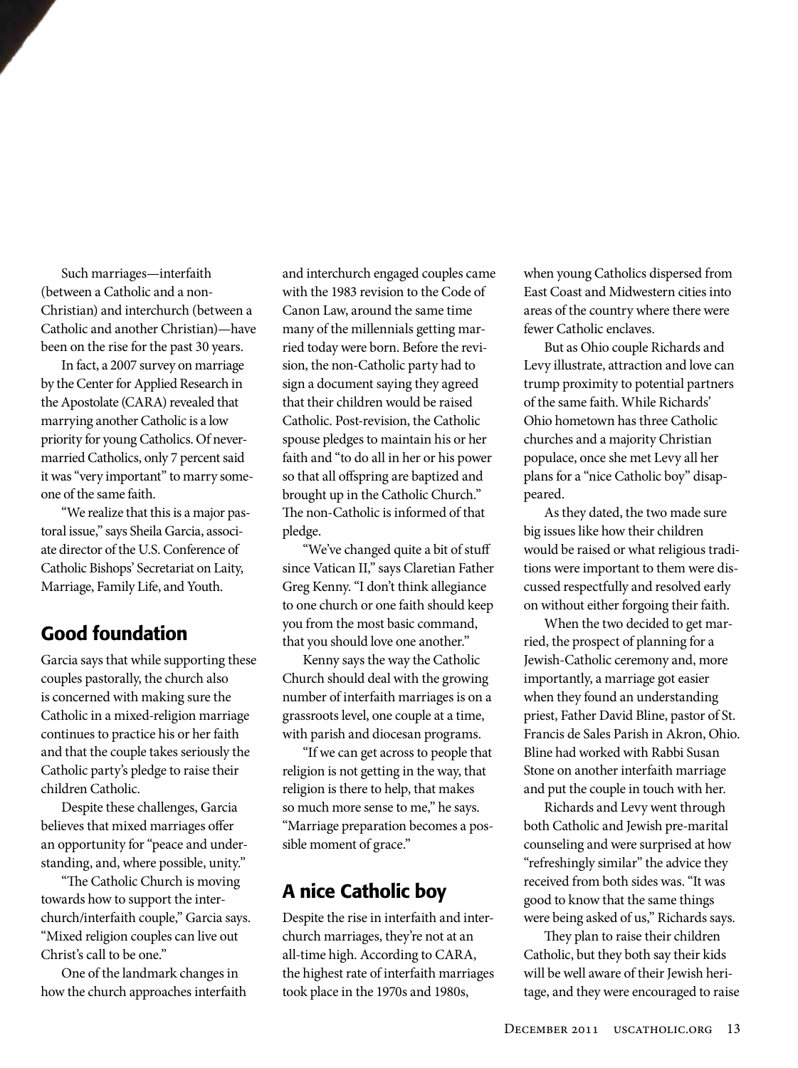Such marriages—interfaith (between a Catholic and a non-Christian) and interchurch (between a Catholic and another Christian)—have been on the rise for the past 30 years.

In fact, a 2007 survey on marriage by the Center for Applied Research in the Apostolate (CARA) revealed that marrying another Catholic is a low priority for young Catholics. Of never-married Catholics, only 7 percent said it was "very important" to marry someone of the same faith.

"We realize that this is a major pastoral issue," says Sheila Garcia, associate director of the U.S. Conference of Catholic Bishops' Secretariat on Laity, Marriage, Family Life, and Youth.

## Good foundation

Garcia says that while supporting these couples pastorally, the church also is concerned with making sure the Catholic in a mixed-religion marriage continues to practice his or her faith and that the couple takes seriously the Catholic party's pledge to raise their children Catholic.

Despite these challenges, Garcia believes that mixed marriages offer an opportunity for "peace and understanding, and, where possible, unity."

"The Catholic Church is moving towards how to support the interchurch/interfaith couple," Garcia says. "Mixed religion couples can live out Christ's call to be one."

One of the landmark changes in how the church approaches interfaith and interchurch engaged couples came with the 1983 revision to the Code of Canon Law, around the same time many of the millennials getting married today were born. Before the revision, the non-Catholic party had to sign a document saying they agreed that their children would be raised Catholic. Post-revision, the Catholic spouse pledges to maintain his or her faith and "to do all in her or his power so that all offspring are baptized and brought up in the Catholic Church." The non-Catholic is informed of that pledge.

"We've changed quite a bit of stuff since Vatican II," says Claretian Father Greg Kenny. "I don't think allegiance to one church or one faith should keep you from the most basic command, that you should love one another."

Kenny says the way the Catholic Church should deal with the growing number of interfaith marriages is on a grassroots level, one couple at a time, with parish and diocesan programs.

"If we can get across to people that religion is not getting in the way, that religion is there to help, that makes so much more sense to me," he says. "Marriage preparation becomes a possible moment of grace."

## A nice Catholic boy

Despite the rise in interfaith and interchurch marriages, they're not at an all-time high. According to CARA, the highest rate of interfaith marriages took place in the 1970s and 1980s, when young Catholics dispersed from East Coast and Midwestern cities into areas of the country where there were fewer Catholic enclaves.

But as Ohio couple Richards and Levy illustrate, attraction and love can trump proximity to potential partners of the same faith. While Richards' Ohio hometown has three Catholic churches and a majority Christian populace, once she met Levy all her plans for a "nice Catholic boy" disappeared.

As they dated, the two made sure big issues like how their children would be raised or what religious traditions were important to them were discussed respectfully and resolved early on without either forgoing their faith.

When the two decided to get married, the prospect of planning for a Jewish-Catholic ceremony and, more importantly, a marriage got easier when they found an understanding priest, Father David Bline, pastor of St. Francis de Sales Parish in Akron, Ohio. Bline had worked with Rabbi Susan Stone on another interfaith marriage and put the couple in touch with her.

Richards and Levy went through both Catholic and Jewish pre-marital counseling and were surprised at how "refreshingly similar" the advice they received from both sides was. "It was good to know that the same things were being asked of us," Richards says.

They plan to raise their children Catholic, but they both say their kids will be well aware of their Jewish heritage, and they were encouraged to raise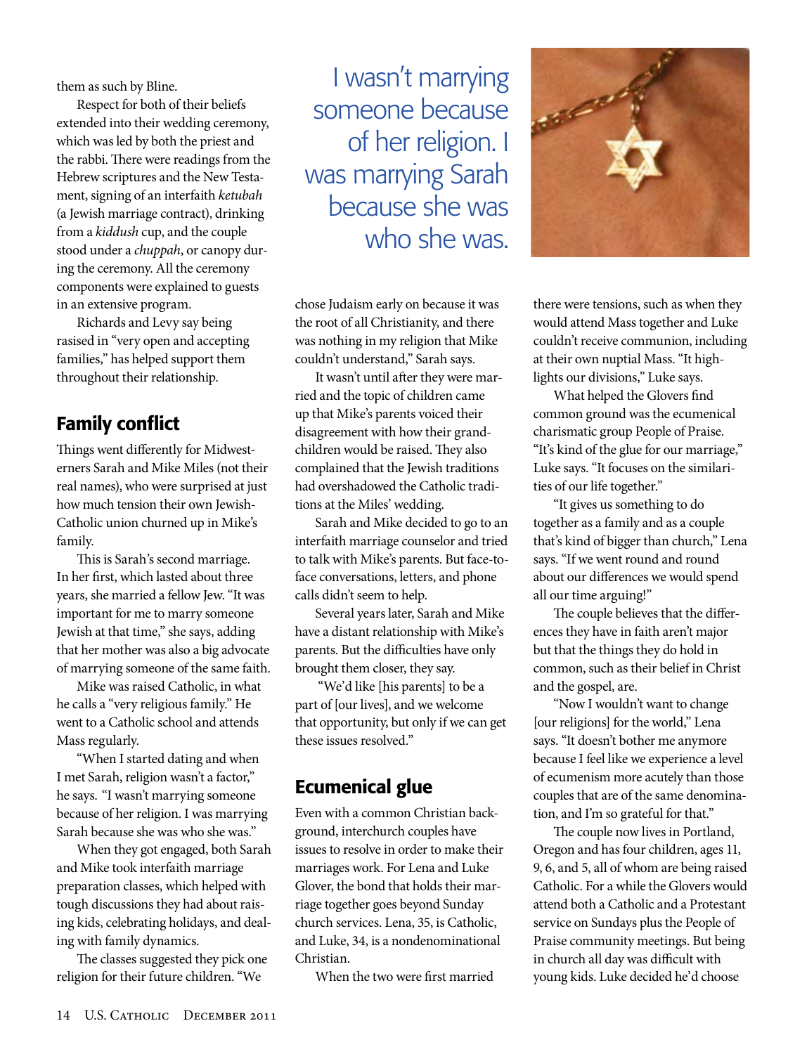them as such by Bline.

Respect for both of their beliefs extended into their wedding ceremony, which was led by both the priest and the rabbi. There were readings from the Hebrew scriptures and the New Testament, signing of an interfaith *ketubah* (a Jewish marriage contract), drinking from a *kiddush* cup, and the couple stood under a *chuppah*, or canopy during the ceremony. All the ceremony components were explained to guests in an extensive program.

Richards and Levy say being rasised in "very open and accepting families," has helped support them throughout their relationship.

## Family conflict

Things went differently for Midwesterners Sarah and Mike Miles (not their real names), who were surprised at just how much tension their own Jewish-Catholic union churned up in Mike's family.

This is Sarah's second marriage. In her first, which lasted about three years, she married a fellow Jew. "It was important for me to marry someone Jewish at that time," she says, adding that her mother was also a big advocate of marrying someone of the same faith.

Mike was raised Catholic, in what he calls a "very religious family." He went to a Catholic school and attends Mass regularly.

"When I started dating and when I met Sarah, religion wasn't a factor," he says. "I wasn't marrying someone because of her religion. I was marrying Sarah because she was who she was."

When they got engaged, both Sarah and Mike took interfaith marriage preparation classes, which helped with tough discussions they had about raising kids, celebrating holidays, and dealing with family dynamics.

The classes suggested they pick one religion for their future children. "We chose Judaism early on because it was the root of all Christianity, and there was nothing in my religion that Mike couldn't understand," Sarah says.

It wasn't until after they were married and the topic of children came up that Mike's parents voiced their disagreement with how their grandchildren would be raised. They also complained that the Jewish traditions had overshadowed the Catholic traditions at the Miles' wedding.

Sarah and Mike decided to go to an interfaith marriage counselor and tried to talk with Mike's parents. But face-to-face conversations, letters, and phone calls didn't seem to help.

Several years later, Sarah and Mike have a distant relationship with Mike's parents. But the difficulties have only brought them closer, they say.

"We'd like [his parents] to be a part of [our lives], and we welcome that opportunity, but only if we can get these issues resolved."

> I wasn't marrying someone because of her religion. I was marrying Sarah because she was who she was.

## Ecumenical glue

Even with a common Christian background, interchurch couples have issues to resolve in order to make their marriages work. For Lena and Luke Glover, the bond that holds their marriage together goes beyond Sunday church services. Lena, 35, is Catholic, and Luke, 34, is a nondenominational Christian.

When the two were first married there were tensions, such as when they would attend Mass together and Luke couldn't receive communion, including at their own nuptial Mass. "It highlights our divisions," Luke says.

What helped the Glovers find common ground was the ecumenical charismatic group People of Praise. "It's kind of the glue for our marriage," Luke says. "It focuses on the similarities of our life together."

"It gives us something to do together as a family and as a couple that's kind of bigger than church," Lena says. "If we went round and round about our differences we would spend all our time arguing!"

The couple believes that the differences they have in faith aren't major but that the things they do hold in common, such as their belief in Christ and the gospel, are.

"Now I wouldn't want to change [our religions] for the world," Lena says. "It doesn't bother me anymore because I feel like we experience a level of ecumenism more acutely than those couples that are of the same denomination, and I'm so grateful for that."

The couple now lives in Portland, Oregon and has four children, ages 11, 9, 6, and 5, all of whom are being raised Catholic. For a while the Glovers would attend both a Catholic and a Protestant service on Sundays plus the People of Praise community meetings. But being in church all day was difficult with young kids. Luke decided he'd choose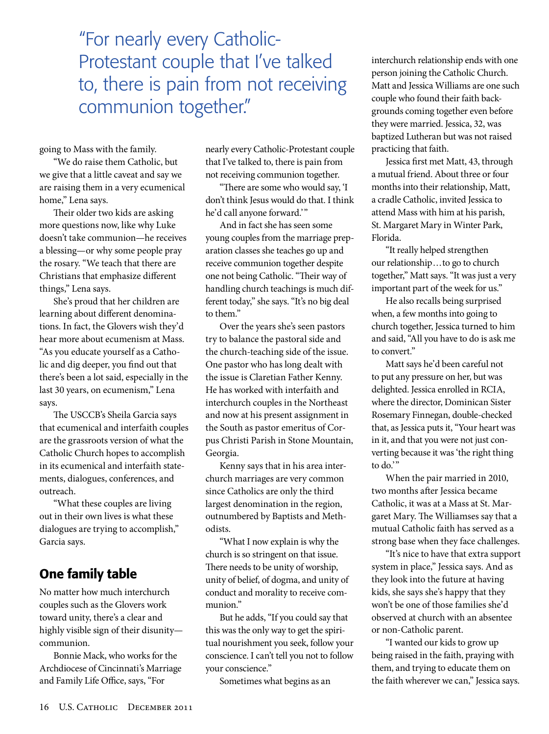> "For nearly every Catholic-Protestant couple that I've talked to, there is pain from not receiving communion together."

going to Mass with the family.

"We do raise them Catholic, but we give that a little caveat and say we are raising them in a very ecumenical home," Lena says.

Their older two kids are asking more questions now, like why Luke doesn't take communion—he receives a blessing—or why some people pray the rosary. "We teach that there are Christians that emphasize different things," Lena says.

She's proud that her children are learning about different denominations. In fact, the Glovers wish they'd hear more about ecumenism at Mass. "As you educate yourself as a Catholic and dig deeper, you find out that there's been a lot said, especially in the last 30 years, on ecumenism," Lena says.

The USCCB's Sheila Garcia says that ecumenical and interfaith couples are the grassroots version of what the Catholic Church hopes to accomplish in its ecumenical and interfaith statements, dialogues, conferences, and outreach.

"What these couples are living out in their own lives is what these dialogues are trying to accomplish," Garcia says.

## One family table

No matter how much interchurch couples such as the Glovers work toward unity, there's a clear and highly visible sign of their disunity—communion.

Bonnie Mack, who works for the Archdiocese of Cincinnati's Marriage and Family Life Office, says, "For nearly every Catholic-Protestant couple that I've talked to, there is pain from not receiving communion together.

"There are some who would say, 'I don't think Jesus would do that. I think he'd call anyone forward.'"

And in fact she has seen some young couples from the marriage preparation classes she teaches go up and receive communion together despite one not being Catholic. "Their way of handling church teachings is much different today," she says. "It's no big deal to them."

Over the years she's seen pastors try to balance the pastoral side and the church-teaching side of the issue. One pastor who has long dealt with the issue is Claretian Father Kenny. He has worked with interfaith and interchurch couples in the Northeast and now at his present assignment in the South as pastor emeritus of Corpus Christi Parish in Stone Mountain, Georgia.

Kenny says that in his area interchurch marriages are very common since Catholics are only the third largest denomination in the region, outnumbered by Baptists and Methodists.

"What I now explain is why the church is so stringent on that issue. There needs to be unity of worship, unity of belief, of dogma, and unity of conduct and morality to receive communion."

But he adds, "If you could say that this was the only way to get the spiritual nourishment you seek, follow your conscience. I can't tell you not to follow your conscience."

Sometimes what begins as an interchurch relationship ends with one person joining the Catholic Church. Matt and Jessica Williams are one such couple who found their faith backgrounds coming together even before they were married. Jessica, 32, was baptized Lutheran but was not raised practicing that faith.

Jessica first met Matt, 43, through a mutual friend. About three or four months into their relationship, Matt, a cradle Catholic, invited Jessica to attend Mass with him at his parish, St. Margaret Mary in Winter Park, Florida.

"It really helped strengthen our relationship…to go to church together," Matt says. "It was just a very important part of the week for us."

He also recalls being surprised when, a few months into going to church together, Jessica turned to him and said, "All you have to do is ask me to convert."

Matt says he'd been careful not to put any pressure on her, but was delighted. Jessica enrolled in RCIA, where the director, Dominican Sister Rosemary Finnegan, double-checked that, as Jessica puts it, "Your heart was in it, and that you were not just converting because it was 'the right thing to do.'"

When the pair married in 2010, two months after Jessica became Catholic, it was at a Mass at St. Margaret Mary. The Williamses say that a mutual Catholic faith has served as a strong base when they face challenges.

"It's nice to have that extra support system in place," Jessica says. And as they look into the future at having kids, she says she's happy that they won't be one of those families she'd observed at church with an absentee or non-Catholic parent.

"I wanted our kids to grow up being raised in the faith, praying with them, and trying to educate them on the faith wherever we can," Jessica says.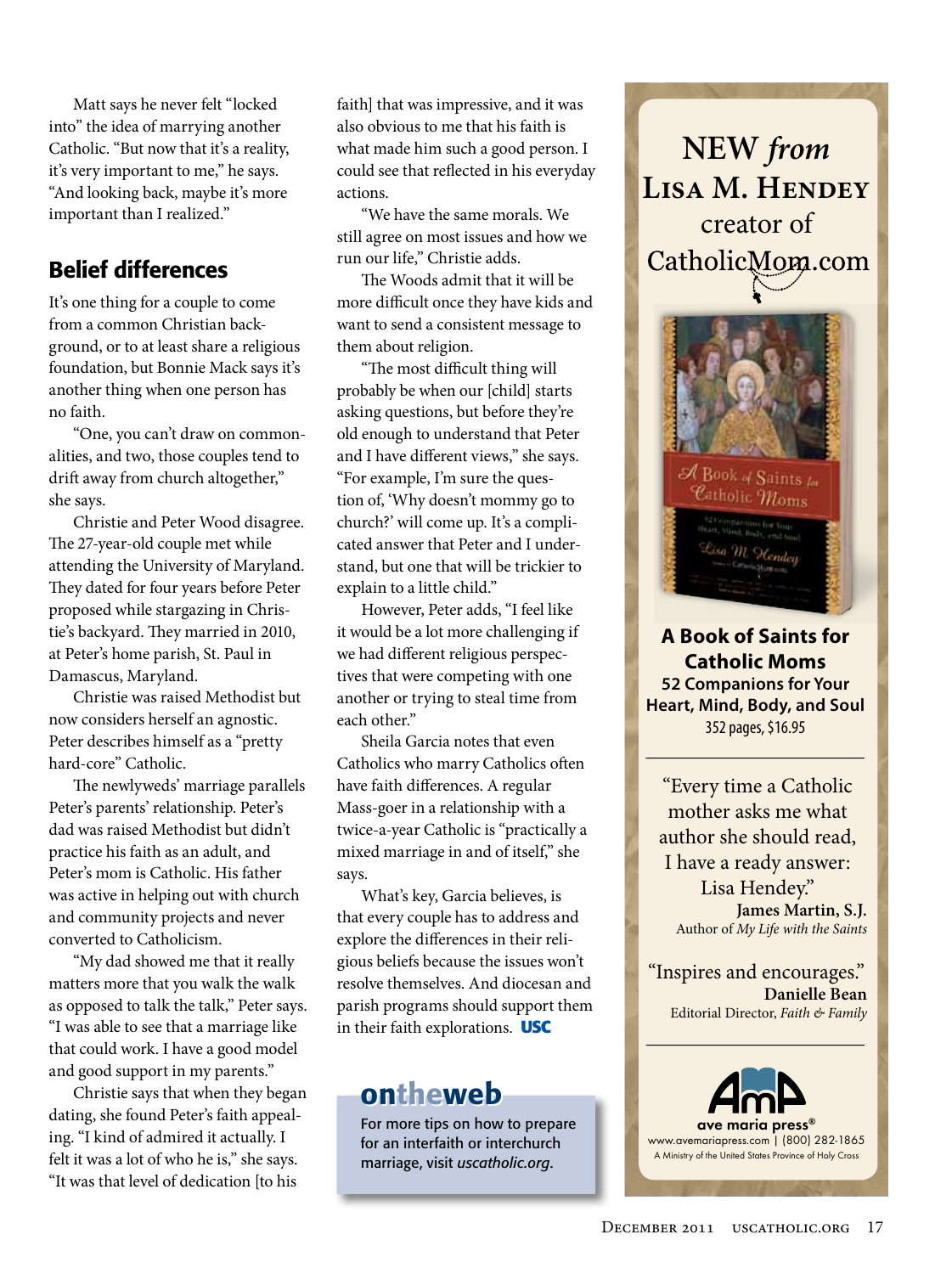Matt says he never felt "locked into" the idea of marrying another Catholic. "But now that it's a reality, it's very important to me," he says. "And looking back, maybe it's more important than I realized."

## Belief differences

It's one thing for a couple to come from a common Christian background, or to at least share a religious foundation, but Bonnie Mack says it's another thing when one person has no faith.

"One, you can't draw on commonalities, and two, those couples tend to drift away from church altogether," she says.

Christie and Peter Wood disagree. The 27-year-old couple met while attending the University of Maryland. They dated for four years before Peter proposed while stargazing in Christie's backyard. They married in 2010, at Peter's home parish, St. Paul in Damascus, Maryland.

Christie was raised Methodist but now considers herself an agnostic. Peter describes himself as a "pretty hard-core" Catholic.

The newlyweds' marriage parallels Peter's parents' relationship. Peter's dad was raised Methodist but didn't practice his faith as an adult, and Peter's mom is Catholic. His father was active in helping out with church and community projects and never converted to Catholicism.

"My dad showed me that it really matters more that you walk the walk as opposed to talk the talk," Peter says. "I was able to see that a marriage like that could work. I have a good model and good support in my parents."

Christie says that when they began dating, she found Peter's faith appealing. "I kind of admired it actually. I felt it was a lot of who he is," she says. "It was that level of dedication [to his faith] that was impressive, and it was also obvious to me that his faith is what made him such a good person. I could see that reflected in his everyday actions.

"We have the same morals. We still agree on most issues and how we run our life," Christie adds.

The Woods admit that it will be more difficult once they have kids and want to send a consistent message to them about religion.

"The most difficult thing will probably be when our [child] starts asking questions, but before they're old enough to understand that Peter and I have different views," she says. "For example, I'm sure the question of, 'Why doesn't mommy go to church?' will come up. It's a complicated answer that Peter and I understand, but one that will be trickier to explain to a little child."

However, Peter adds, "I feel like it would be a lot more challenging if we had different religious perspectives that were competing with one another or trying to steal time from each other."

Sheila Garcia notes that even Catholics who marry Catholics often have faith differences. A regular Mass-goer in a relationship with a twice-a-year Catholic is "practically a mixed marriage in and of itself," she says.

What's key, Garcia believes, is that every couple has to address and explore the differences in their religious beliefs because the issues won't resolve themselves. And diocesan and parish programs should support them in their faith explorations. **USC**

**ontheweb**

For more tips on how to prepare for an interfaith or interchurch marriage, visit *uscatholic.org*.

NEW *from* LISA M. HENDEY creator of CatholicMom.com

**A Book of Saints for Catholic Moms**
**52 Companions for Your Heart, Mind, Body, and Soul**
352 pages, $16.95

"Every time a Catholic mother asks me what author she should read, I have a ready answer: Lisa Hendey."
**James Martin, S.J.**
Author of *My Life with the Saints*

"Inspires and encourages."
**Danielle Bean**
Editorial Director, *Faith & Family*

**ave maria press®**
www.avemariapress.com | (800) 282-1865
A Ministry of the United States Province of Holy Cross